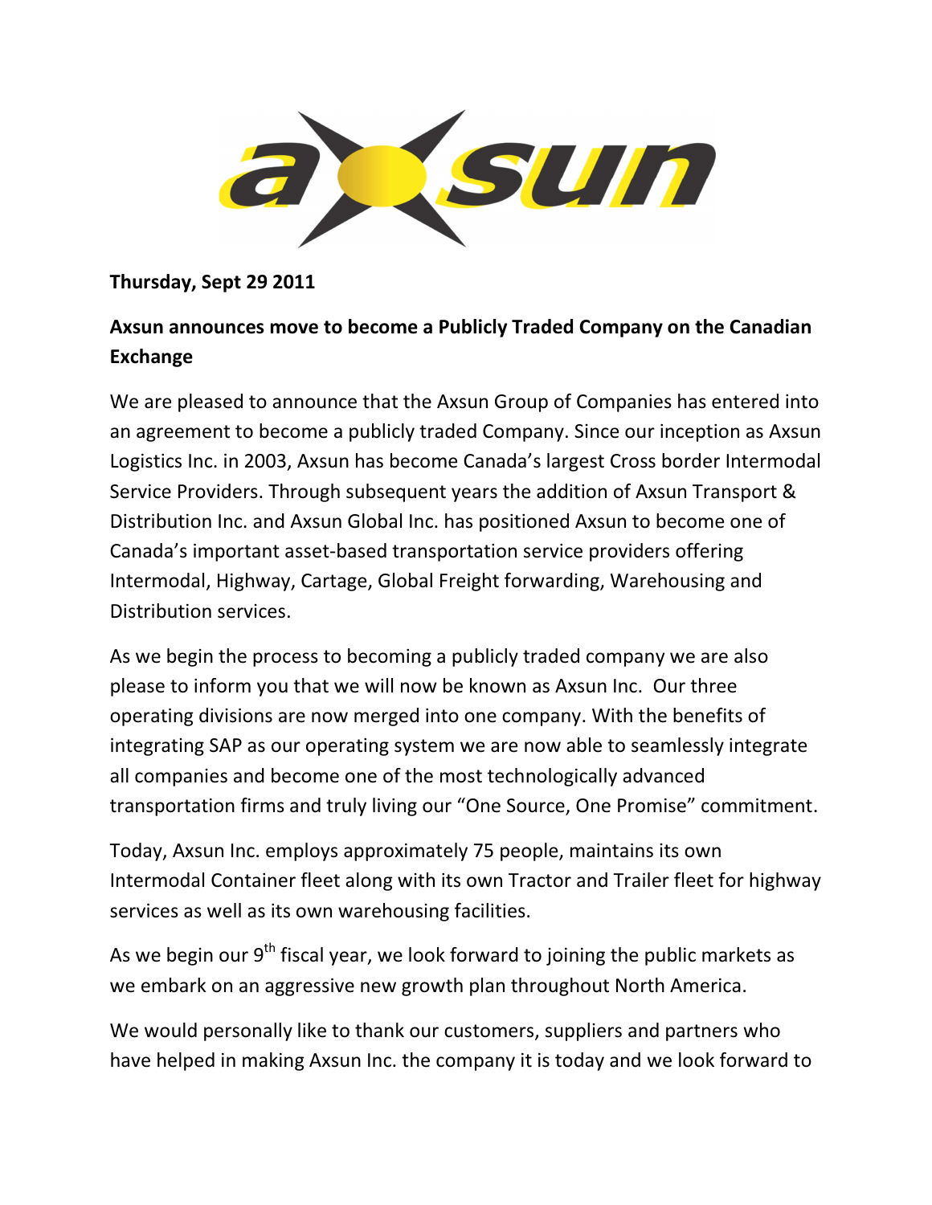**Thursday, Sept 29 2011**

**Axsun announces move to become a Publicly Traded Company on the Canadian Exchange**

We are pleased to announce that the Axsun Group of Companies has entered into an agreement to become a publicly traded Company. Since our inception as Axsun Logistics Inc. in 2003, Axsun has become Canada's largest Cross border Intermodal Service Providers. Through subsequent years the addition of Axsun Transport & Distribution Inc. and Axsun Global Inc. has positioned Axsun to become one of Canada's important asset-based transportation service providers offering Intermodal, Highway, Cartage, Global Freight forwarding, Warehousing and Distribution services.

As we begin the process to becoming a publicly traded company we are also please to inform you that we will now be known as Axsun Inc. Our three operating divisions are now merged into one company. With the benefits of integrating SAP as our operating system we are now able to seamlessly integrate all companies and become one of the most technologically advanced transportation firms and truly living our "One Source, One Promise" commitment.

Today, Axsun Inc. employs approximately 75 people, maintains its own Intermodal Container fleet along with its own Tractor and Trailer fleet for highway services as well as its own warehousing facilities.

As we begin our 9th fiscal year, we look forward to joining the public markets as we embark on an aggressive new growth plan throughout North America.

We would personally like to thank our customers, suppliers and partners who have helped in making Axsun Inc. the company it is today and we look forward to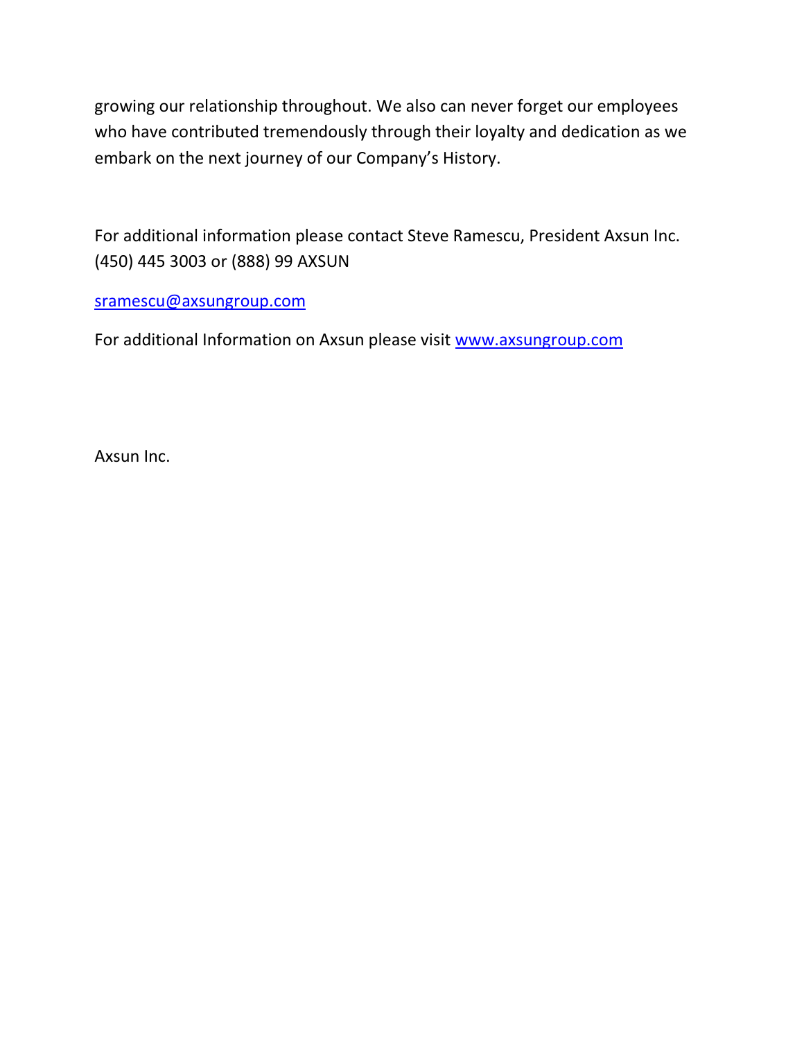growing our relationship throughout. We also can never forget our employees who have contributed tremendously through their loyalty and dedication as we embark on the next journey of our Company's History.

For additional information please contact Steve Ramescu, President Axsun Inc. (450) 445 3003 or (888) 99 AXSUN

sramescu@axsungroup.com

For additional Information on Axsun please visit www.axsungroup.com

Axsun Inc.